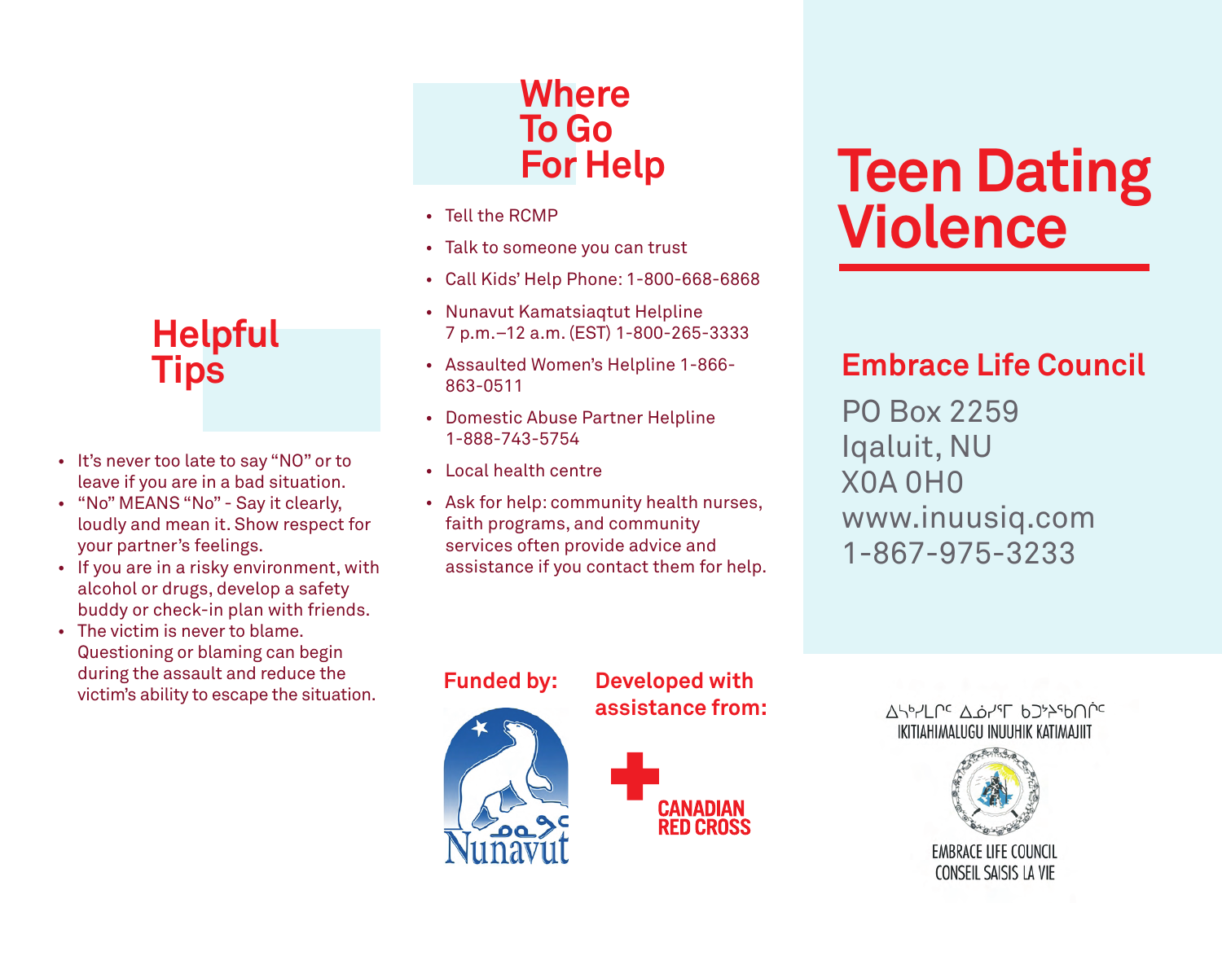## Helpful Tips

- It's never too late to say "NO" or to leave if you are in a bad situation.
- "No" MEANS "No" - Say it clearly, loudly and mean it. Show respect for your partner's feelings.
- If you are in a risky environment, with alcohol or drugs, develop a safety buddy or check-in plan with friends.
- The victim is never to blame. Questioning or blaming can begin during the assault and reduce the victim's ability to escape the situation.

## Where To Go For Help

- Tell the RCMP
- Talk to someone you can trust
- Call Kids' Help Phone: 1-800-668-6868
- Nunavut Kamatsiaqtut Helpline 7 p.m.–12 a.m. (EST) 1-800-265-3333
- Assaulted Women's Helpline 1-866-863-0511
- Domestic Abuse Partner Helpline 1-888-743-5754
- Local health centre
- Ask for help: community health nurses, faith programs, and community services often provide advice and assistance if you contact them for help.

**Funded by:**

ᓄᓇᕗᑦ Nunavut

**Developed with assistance from:**

CANADIAN RED CROSS

# Teen Dating Violence

## Embrace Life Council

PO Box 2259
Iqaluit, NU
X0A 0H0
www.inuusiq.com
1-867-975-3233

ᐃᓯᒋᓯᒪᓂᑦ ᐃᓅᓯᕐᒥ ᑲᑐᔾᔨᖃᑎᒌᑦ
IKITIAHIMALUGU INUUHIK KATIMAJIIT

EMBRACE LIFE COUNCIL
CONSEIL SAISIS LA VIE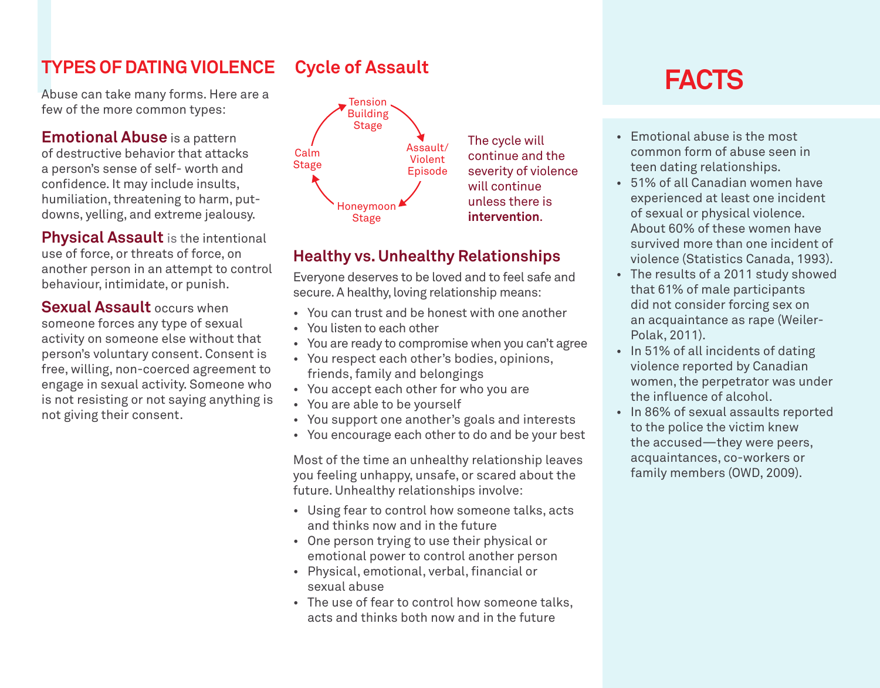## TYPES OF DATING VIOLENCE

Abuse can take many forms. Here are a few of the more common types:

**Emotional Abuse** is a pattern of destructive behavior that attacks a person's sense of self- worth and confidence. It may include insults, humiliation, threatening to harm, put-downs, yelling, and extreme jealousy.

**Physical Assault** is the intentional use of force, or threats of force, on another person in an attempt to control behaviour, intimidate, or punish.

**Sexual Assault** occurs when someone forces any type of sexual activity on someone else without that person's voluntary consent. Consent is free, willing, non-coerced agreement to engage in sexual activity. Someone who is not resisting or not saying anything is not giving their consent.

## Cycle of Assault

Tension Building Stage

Assault/ Violent Episode

Honeymoon Stage

Calm Stage

The cycle will continue and the severity of violence will continue unless there is **intervention**.

## Healthy vs. Unhealthy Relationships

Everyone deserves to be loved and to feel safe and secure. A healthy, loving relationship means:

- You can trust and be honest with one another
- You listen to each other
- You are ready to compromise when you can't agree
- You respect each other's bodies, opinions, friends, family and belongings
- You accept each other for who you are
- You are able to be yourself
- You support one another's goals and interests
- You encourage each other to do and be your best

Most of the time an unhealthy relationship leaves you feeling unhappy, unsafe, or scared about the future. Unhealthy relationships involve:

- Using fear to control how someone talks, acts and thinks now and in the future
- One person trying to use their physical or emotional power to control another person
- Physical, emotional, verbal, financial or sexual abuse
- The use of fear to control how someone talks, acts and thinks both now and in the future

# FACTS

- Emotional abuse is the most common form of abuse seen in teen dating relationships.
- 51% of all Canadian women have experienced at least one incident of sexual or physical violence. About 60% of these women have survived more than one incident of violence (Statistics Canada, 1993).
- The results of a 2011 study showed that 61% of male participants did not consider forcing sex on an acquaintance as rape (Weiler-Polak, 2011).
- In 51% of all incidents of dating violence reported by Canadian women, the perpetrator was under the influence of alcohol.
- In 86% of sexual assaults reported to the police the victim knew the accused—they were peers, acquaintances, co-workers or family members (OWD, 2009).